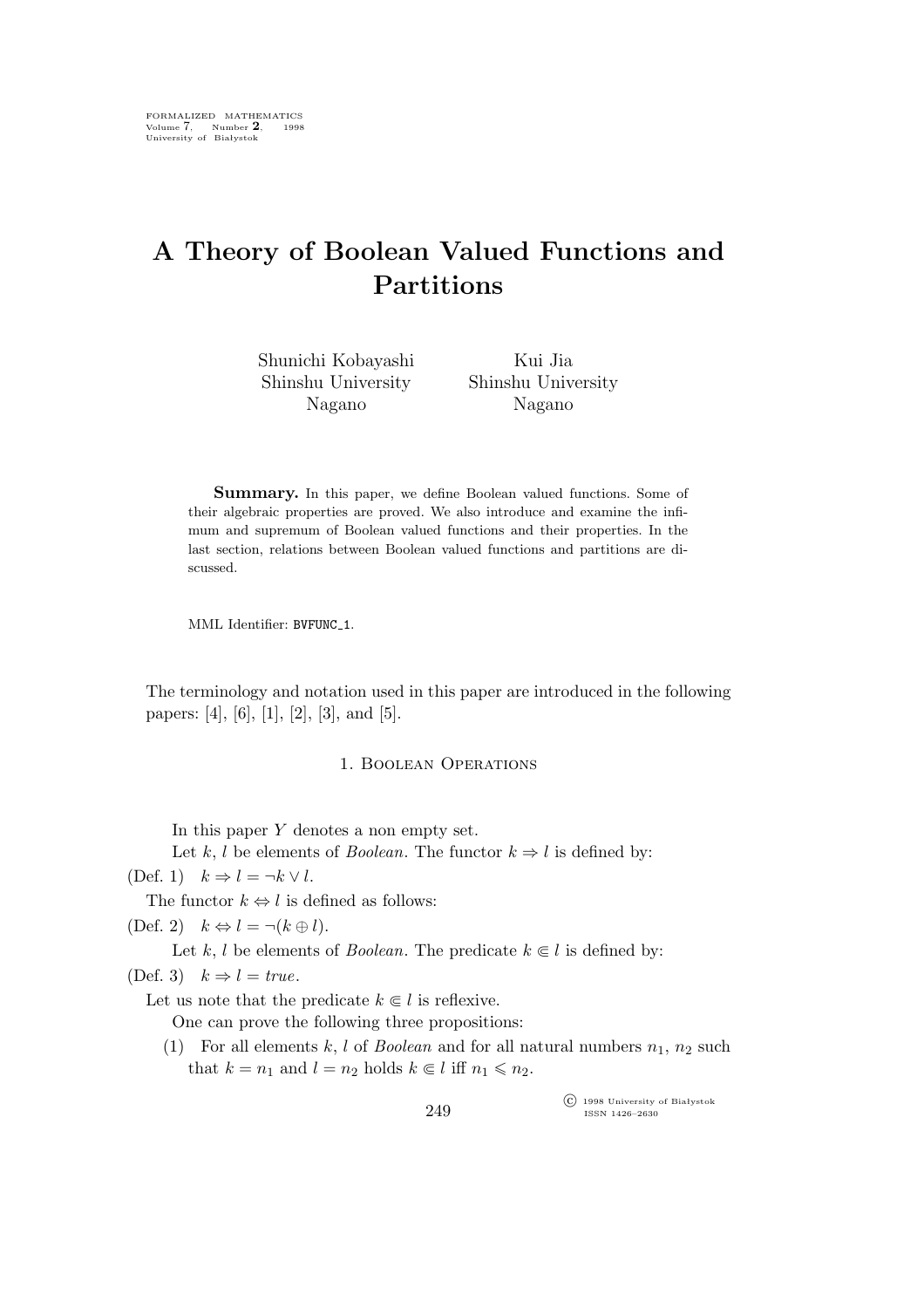FORMALIZED MATHEMATICS
Volume 7, Number **2**, 1998
University of Białystok

# A Theory of Boolean Valued Functions and Partitions

Shunichi Kobayashi
Shinshu University
Nagano

Kui Jia
Shinshu University
Nagano

**Summary.** In this paper, we define Boolean valued functions. Some of their algebraic properties are proved. We also introduce and examine the infimum and supremum of Boolean valued functions and their properties. In the last section, relations between Boolean valued functions and partitions are discussed.

MML Identifier: BVFUNC_1.

The terminology and notation used in this paper are introduced in the following papers: [4], [6], [1], [2], [3], and [5].

## 1. Boolean Operations

In this paper $Y$ denotes a non empty set.

Let $k$, $l$ be elements of *Boolean*. The functor $k \Rightarrow l$ is defined by:

(Def. 1) $k \Rightarrow l = \neg k \vee l$.

The functor $k \Leftrightarrow l$ is defined as follows:

(Def. 2) $k \Leftrightarrow l = \neg(k \oplus l)$.

Let $k$, $l$ be elements of *Boolean*. The predicate $k \Subset l$ is defined by:

(Def. 3) $k \Rightarrow l = \mathit{true}$.

Let us note that the predicate $k \Subset l$ is reflexive.

One can prove the following three propositions:

(1) For all elements $k$, $l$ of *Boolean* and for all natural numbers $n_1$, $n_2$ such that $k = n_1$ and $l = n_2$ holds $k \Subset l$ iff $n_1 \leqslant n_2$.

© 1998 University of Białystok
ISSN 1426–2630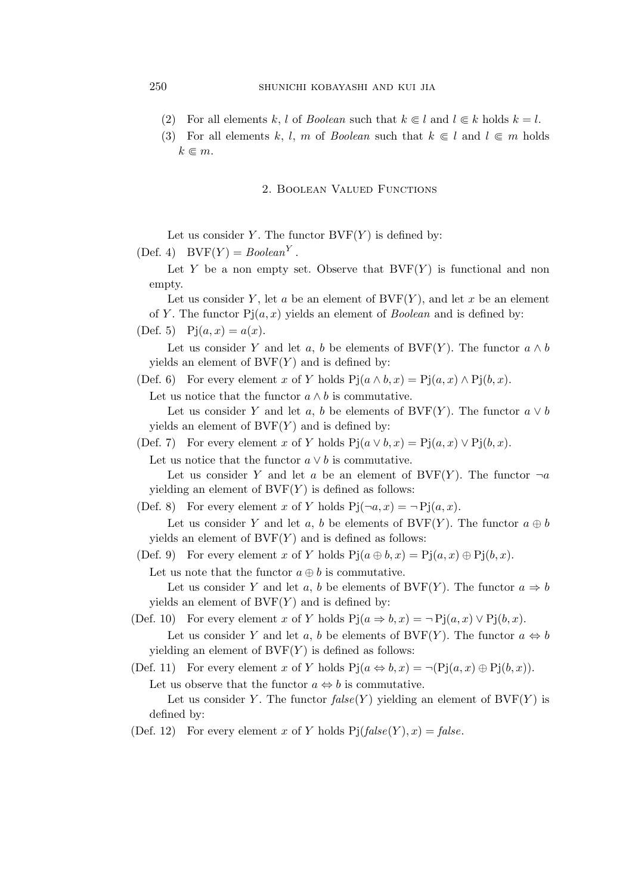(2) For all elements $k$, $l$ of *Boolean* such that $k \Subset l$ and $l \Subset k$ holds $k = l$.

(3) For all elements $k$, $l$, $m$ of *Boolean* such that $k \Subset l$ and $l \Subset m$ holds $k \Subset m$.

## 2. Boolean Valued Functions

Let us consider $Y$. The functor $\mathrm{BVF}(Y)$ is defined by:

(Def. 4) $\mathrm{BVF}(Y) = \mathit{Boolean}^{Y}$.

Let $Y$ be a non empty set. Observe that $\mathrm{BVF}(Y)$ is functional and non empty.

Let us consider $Y$, let $a$ be an element of $\mathrm{BVF}(Y)$, and let $x$ be an element of $Y$. The functor $\mathrm{Pj}(a, x)$ yields an element of *Boolean* and is defined by:

(Def. 5) $\mathrm{Pj}(a, x) = a(x)$.

Let us consider $Y$ and let $a$, $b$ be elements of $\mathrm{BVF}(Y)$. The functor $a \wedge b$ yields an element of $\mathrm{BVF}(Y)$ and is defined by:

(Def. 6) For every element $x$ of $Y$ holds $\mathrm{Pj}(a \wedge b, x) = \mathrm{Pj}(a, x) \wedge \mathrm{Pj}(b, x)$.

Let us notice that the functor $a \wedge b$ is commutative.

Let us consider $Y$ and let $a$, $b$ be elements of $\mathrm{BVF}(Y)$. The functor $a \vee b$ yields an element of $\mathrm{BVF}(Y)$ and is defined by:

(Def. 7) For every element $x$ of $Y$ holds $\mathrm{Pj}(a \vee b, x) = \mathrm{Pj}(a, x) \vee \mathrm{Pj}(b, x)$.

Let us notice that the functor $a \vee b$ is commutative.

Let us consider $Y$ and let $a$ be an element of $\mathrm{BVF}(Y)$. The functor $\neg a$ yielding an element of $\mathrm{BVF}(Y)$ is defined as follows:

(Def. 8) For every element $x$ of $Y$ holds $\mathrm{Pj}(\neg a, x) = \neg \mathrm{Pj}(a, x)$.

Let us consider $Y$ and let $a$, $b$ be elements of $\mathrm{BVF}(Y)$. The functor $a \oplus b$ yields an element of $\mathrm{BVF}(Y)$ and is defined as follows:

(Def. 9) For every element $x$ of $Y$ holds $\mathrm{Pj}(a \oplus b, x) = \mathrm{Pj}(a, x) \oplus \mathrm{Pj}(b, x)$.

Let us note that the functor $a \oplus b$ is commutative.

Let us consider $Y$ and let $a$, $b$ be elements of $\mathrm{BVF}(Y)$. The functor $a \Rightarrow b$ yields an element of $\mathrm{BVF}(Y)$ and is defined by:

(Def. 10) For every element $x$ of $Y$ holds $\mathrm{Pj}(a \Rightarrow b, x) = \neg \mathrm{Pj}(a, x) \vee \mathrm{Pj}(b, x)$.

Let us consider $Y$ and let $a$, $b$ be elements of $\mathrm{BVF}(Y)$. The functor $a \Leftrightarrow b$ yielding an element of $\mathrm{BVF}(Y)$ is defined as follows:

(Def. 11) For every element $x$ of $Y$ holds $\mathrm{Pj}(a \Leftrightarrow b, x) = \neg(\mathrm{Pj}(a, x) \oplus \mathrm{Pj}(b, x))$.

Let us observe that the functor $a \Leftrightarrow b$ is commutative.

Let us consider $Y$. The functor $\mathit{false}(Y)$ yielding an element of $\mathrm{BVF}(Y)$ is defined by:

(Def. 12) For every element $x$ of $Y$ holds $\mathrm{Pj}(\mathit{false}(Y), x) = \mathit{false}$.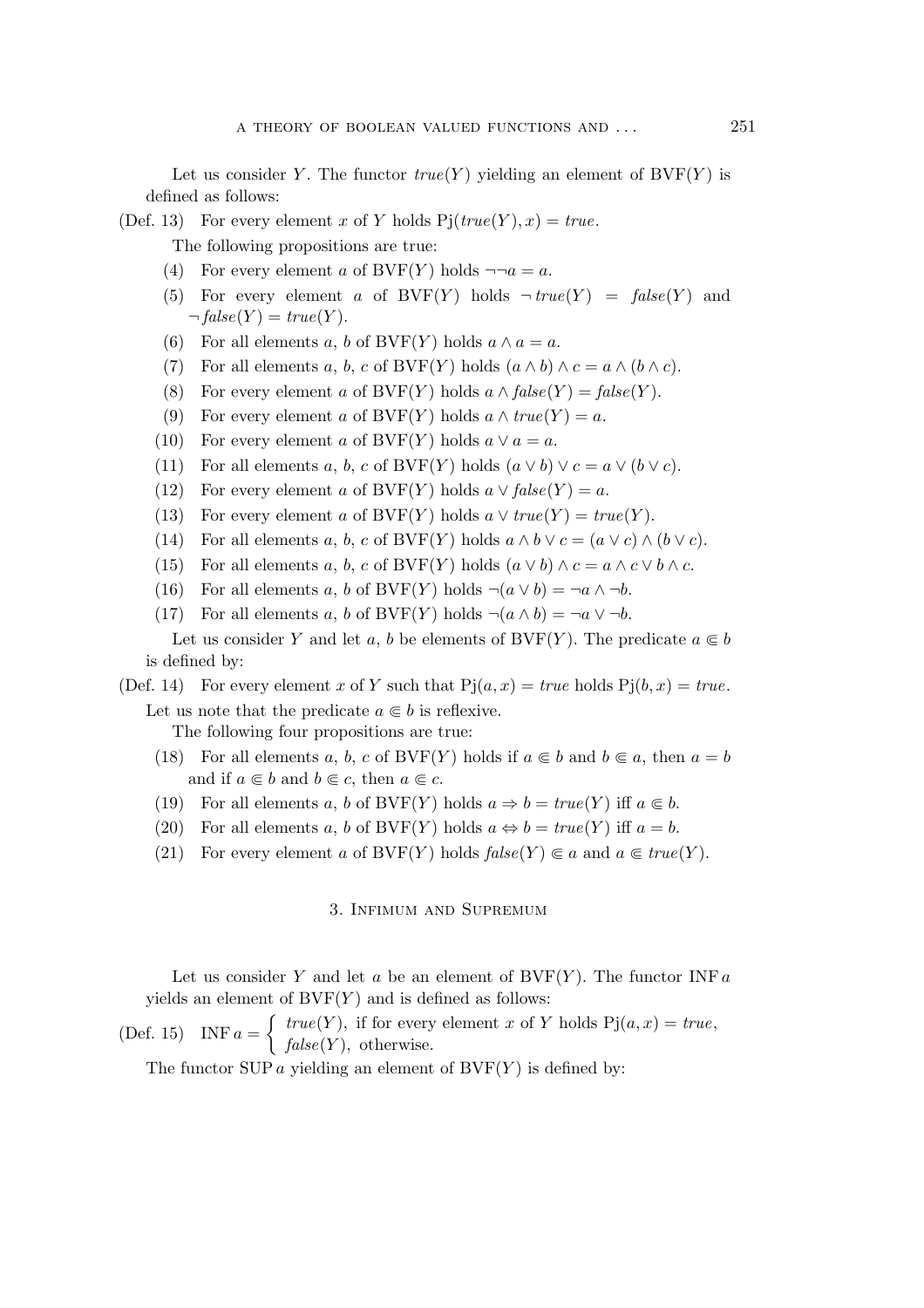Let us consider $Y$. The functor $true(Y)$ yielding an element of $\mathrm{BVF}(Y)$ is defined as follows:

(Def. 13) For every element $x$ of $Y$ holds $\mathrm{Pj}(true(Y), x) = true$.

The following propositions are true:

(4) For every element $a$ of $\mathrm{BVF}(Y)$ holds $\neg\neg a = a$.

(5) For every element $a$ of $\mathrm{BVF}(Y)$ holds $\neg\, true(Y) = false(Y)$ and $\neg\, false(Y) = true(Y)$.

(6) For all elements $a$, $b$ of $\mathrm{BVF}(Y)$ holds $a \wedge a = a$.

(7) For all elements $a$, $b$, $c$ of $\mathrm{BVF}(Y)$ holds $(a \wedge b) \wedge c = a \wedge (b \wedge c)$.

(8) For every element $a$ of $\mathrm{BVF}(Y)$ holds $a \wedge false(Y) = false(Y)$.

(9) For every element $a$ of $\mathrm{BVF}(Y)$ holds $a \wedge true(Y) = a$.

(10) For every element $a$ of $\mathrm{BVF}(Y)$ holds $a \vee a = a$.

(11) For all elements $a$, $b$, $c$ of $\mathrm{BVF}(Y)$ holds $(a \vee b) \vee c = a \vee (b \vee c)$.

(12) For every element $a$ of $\mathrm{BVF}(Y)$ holds $a \vee false(Y) = a$.

(13) For every element $a$ of $\mathrm{BVF}(Y)$ holds $a \vee true(Y) = true(Y)$.

(14) For all elements $a$, $b$, $c$ of $\mathrm{BVF}(Y)$ holds $a \wedge b \vee c = (a \vee c) \wedge (b \vee c)$.

(15) For all elements $a$, $b$, $c$ of $\mathrm{BVF}(Y)$ holds $(a \vee b) \wedge c = a \wedge c \vee b \wedge c$.

(16) For all elements $a$, $b$ of $\mathrm{BVF}(Y)$ holds $\neg(a \vee b) = \neg a \wedge \neg b$.

(17) For all elements $a$, $b$ of $\mathrm{BVF}(Y)$ holds $\neg(a \wedge b) = \neg a \vee \neg b$.

Let us consider $Y$ and let $a$, $b$ be elements of $\mathrm{BVF}(Y)$. The predicate $a \Subset b$ is defined by:

(Def. 14) For every element $x$ of $Y$ such that $\mathrm{Pj}(a, x) = true$ holds $\mathrm{Pj}(b, x) = true$.

Let us note that the predicate $a \Subset b$ is reflexive.

The following four propositions are true:

(18) For all elements $a$, $b$, $c$ of $\mathrm{BVF}(Y)$ holds if $a \Subset b$ and $b \Subset a$, then $a = b$ and if $a \Subset b$ and $b \Subset c$, then $a \Subset c$.

(19) For all elements $a$, $b$ of $\mathrm{BVF}(Y)$ holds $a \Rightarrow b = true(Y)$ iff $a \Subset b$.

(20) For all elements $a$, $b$ of $\mathrm{BVF}(Y)$ holds $a \Leftrightarrow b = true(Y)$ iff $a = b$.

(21) For every element $a$ of $\mathrm{BVF}(Y)$ holds $false(Y) \Subset a$ and $a \Subset true(Y)$.

## 3. Infimum and Supremum

Let us consider $Y$ and let $a$ be an element of $\mathrm{BVF}(Y)$. The functor $\mathrm{INF}\, a$ yields an element of $\mathrm{BVF}(Y)$ and is defined as follows:

(Def. 15) $\mathrm{INF}\, a = \begin{cases} true(Y), & \text{if for every element } x \text{ of } Y \text{ holds } \mathrm{Pj}(a, x) = true, \\ false(Y), & \text{otherwise.} \end{cases}$

The functor $\mathrm{SUP}\, a$ yielding an element of $\mathrm{BVF}(Y)$ is defined by: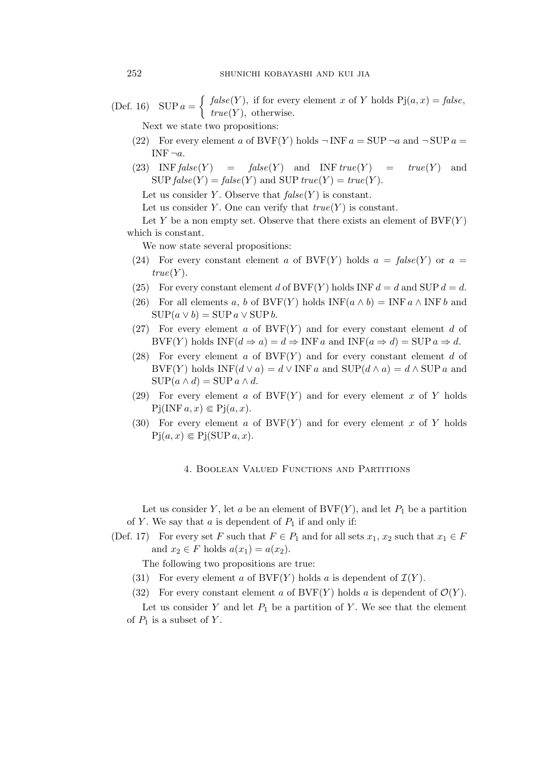(Def. 16) $\mathrm{SUP}\,a = \begin{cases} \mathit{false}(Y), & \text{if for every element } x \text{ of } Y \text{ holds } \mathrm{Pj}(a,x) = \mathit{false}, \\ \mathit{true}(Y), & \text{otherwise.} \end{cases}$

Next we state two propositions:

(22) For every element $a$ of $\mathrm{BVF}(Y)$ holds $\neg\,\mathrm{INF}\,a = \mathrm{SUP}\,\neg a$ and $\neg\,\mathrm{SUP}\,a = \mathrm{INF}\,\neg a$.

(23) $\mathrm{INF}\,\mathit{false}(Y) = \mathit{false}(Y)$ and $\mathrm{INF}\,\mathit{true}(Y) = \mathit{true}(Y)$ and $\mathrm{SUP}\,\mathit{false}(Y) = \mathit{false}(Y)$ and $\mathrm{SUP}\,\mathit{true}(Y) = \mathit{true}(Y)$.

Let us consider $Y$. Observe that $\mathit{false}(Y)$ is constant.

Let us consider $Y$. One can verify that $\mathit{true}(Y)$ is constant.

Let $Y$ be a non empty set. Observe that there exists an element of $\mathrm{BVF}(Y)$ which is constant.

We now state several propositions:

(24) For every constant element $a$ of $\mathrm{BVF}(Y)$ holds $a = \mathit{false}(Y)$ or $a = \mathit{true}(Y)$.

(25) For every constant element $d$ of $\mathrm{BVF}(Y)$ holds $\mathrm{INF}\,d = d$ and $\mathrm{SUP}\,d = d$.

(26) For all elements $a$, $b$ of $\mathrm{BVF}(Y)$ holds $\mathrm{INF}(a \wedge b) = \mathrm{INF}\,a \wedge \mathrm{INF}\,b$ and $\mathrm{SUP}(a \vee b) = \mathrm{SUP}\,a \vee \mathrm{SUP}\,b$.

(27) For every element $a$ of $\mathrm{BVF}(Y)$ and for every constant element $d$ of $\mathrm{BVF}(Y)$ holds $\mathrm{INF}(d \Rightarrow a) = d \Rightarrow \mathrm{INF}\,a$ and $\mathrm{INF}(a \Rightarrow d) = \mathrm{SUP}\,a \Rightarrow d$.

(28) For every element $a$ of $\mathrm{BVF}(Y)$ and for every constant element $d$ of $\mathrm{BVF}(Y)$ holds $\mathrm{INF}(d \vee a) = d \vee \mathrm{INF}\,a$ and $\mathrm{SUP}(d \wedge a) = d \wedge \mathrm{SUP}\,a$ and $\mathrm{SUP}(a \wedge d) = \mathrm{SUP}\,a \wedge d$.

(29) For every element $a$ of $\mathrm{BVF}(Y)$ and for every element $x$ of $Y$ holds $\mathrm{Pj}(\mathrm{INF}\,a, x) \Subset \mathrm{Pj}(a, x)$.

(30) For every element $a$ of $\mathrm{BVF}(Y)$ and for every element $x$ of $Y$ holds $\mathrm{Pj}(a, x) \Subset \mathrm{Pj}(\mathrm{SUP}\,a, x)$.

## 4. Boolean Valued Functions and Partitions

Let us consider $Y$, let $a$ be an element of $\mathrm{BVF}(Y)$, and let $P_1$ be a partition of $Y$. We say that $a$ is dependent of $P_1$ if and only if:

(Def. 17) For every set $F$ such that $F \in P_1$ and for all sets $x_1$, $x_2$ such that $x_1 \in F$ and $x_2 \in F$ holds $a(x_1) = a(x_2)$.

The following two propositions are true:

(31) For every element $a$ of $\mathrm{BVF}(Y)$ holds $a$ is dependent of $\mathcal{I}(Y)$.

(32) For every constant element $a$ of $\mathrm{BVF}(Y)$ holds $a$ is dependent of $\mathcal{O}(Y)$.

Let us consider $Y$ and let $P_1$ be a partition of $Y$. We see that the element of $P_1$ is a subset of $Y$.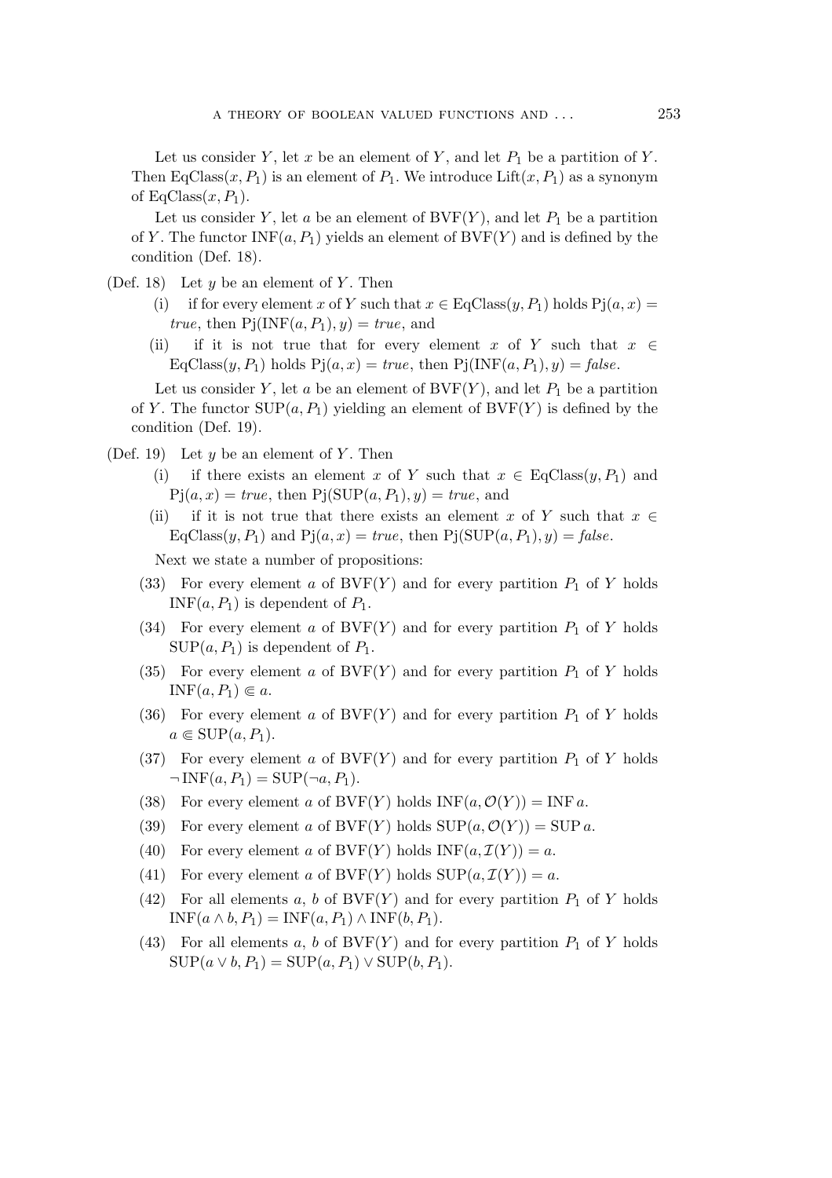Let us consider $Y$, let $x$ be an element of $Y$, and let $P_1$ be a partition of $Y$. Then $\mathrm{EqClass}(x, P_1)$ is an element of $P_1$. We introduce $\mathrm{Lift}(x, P_1)$ as a synonym of $\mathrm{EqClass}(x, P_1)$.

Let us consider $Y$, let $a$ be an element of $\mathrm{BVF}(Y)$, and let $P_1$ be a partition of $Y$. The functor $\mathrm{INF}(a, P_1)$ yields an element of $\mathrm{BVF}(Y)$ and is defined by the condition (Def. 18).

(Def. 18) Let $y$ be an element of $Y$. Then

- (i) if for every element $x$ of $Y$ such that $x \in \mathrm{EqClass}(y, P_1)$ holds $\mathrm{Pj}(a, x) = \mathit{true}$, then $\mathrm{Pj}(\mathrm{INF}(a, P_1), y) = \mathit{true}$, and
- (ii) if it is not true that for every element $x$ of $Y$ such that $x \in \mathrm{EqClass}(y, P_1)$ holds $\mathrm{Pj}(a, x) = \mathit{true}$, then $\mathrm{Pj}(\mathrm{INF}(a, P_1), y) = \mathit{false}$.

Let us consider $Y$, let $a$ be an element of $\mathrm{BVF}(Y)$, and let $P_1$ be a partition of $Y$. The functor $\mathrm{SUP}(a, P_1)$ yielding an element of $\mathrm{BVF}(Y)$ is defined by the condition (Def. 19).

(Def. 19) Let $y$ be an element of $Y$. Then

- (i) if there exists an element $x$ of $Y$ such that $x \in \mathrm{EqClass}(y, P_1)$ and $\mathrm{Pj}(a, x) = \mathit{true}$, then $\mathrm{Pj}(\mathrm{SUP}(a, P_1), y) = \mathit{true}$, and
- (ii) if it is not true that there exists an element $x$ of $Y$ such that $x \in \mathrm{EqClass}(y, P_1)$ and $\mathrm{Pj}(a, x) = \mathit{true}$, then $\mathrm{Pj}(\mathrm{SUP}(a, P_1), y) = \mathit{false}$.

Next we state a number of propositions:

(33) For every element $a$ of $\mathrm{BVF}(Y)$ and for every partition $P_1$ of $Y$ holds $\mathrm{INF}(a, P_1)$ is dependent of $P_1$.

(34) For every element $a$ of $\mathrm{BVF}(Y)$ and for every partition $P_1$ of $Y$ holds $\mathrm{SUP}(a, P_1)$ is dependent of $P_1$.

(35) For every element $a$ of $\mathrm{BVF}(Y)$ and for every partition $P_1$ of $Y$ holds $\mathrm{INF}(a, P_1) \Subset a$.

(36) For every element $a$ of $\mathrm{BVF}(Y)$ and for every partition $P_1$ of $Y$ holds $a \Subset \mathrm{SUP}(a, P_1)$.

(37) For every element $a$ of $\mathrm{BVF}(Y)$ and for every partition $P_1$ of $Y$ holds $\neg\,\mathrm{INF}(a, P_1) = \mathrm{SUP}(\neg a, P_1)$.

(38) For every element $a$ of $\mathrm{BVF}(Y)$ holds $\mathrm{INF}(a, \mathcal{O}(Y)) = \mathrm{INF}\, a$.

(39) For every element $a$ of $\mathrm{BVF}(Y)$ holds $\mathrm{SUP}(a, \mathcal{O}(Y)) = \mathrm{SUP}\, a$.

(40) For every element $a$ of $\mathrm{BVF}(Y)$ holds $\mathrm{INF}(a, \mathcal{I}(Y)) = a$.

(41) For every element $a$ of $\mathrm{BVF}(Y)$ holds $\mathrm{SUP}(a, \mathcal{I}(Y)) = a$.

(42) For all elements $a$, $b$ of $\mathrm{BVF}(Y)$ and for every partition $P_1$ of $Y$ holds $\mathrm{INF}(a \wedge b, P_1) = \mathrm{INF}(a, P_1) \wedge \mathrm{INF}(b, P_1)$.

(43) For all elements $a$, $b$ of $\mathrm{BVF}(Y)$ and for every partition $P_1$ of $Y$ holds $\mathrm{SUP}(a \vee b, P_1) = \mathrm{SUP}(a, P_1) \vee \mathrm{SUP}(b, P_1)$.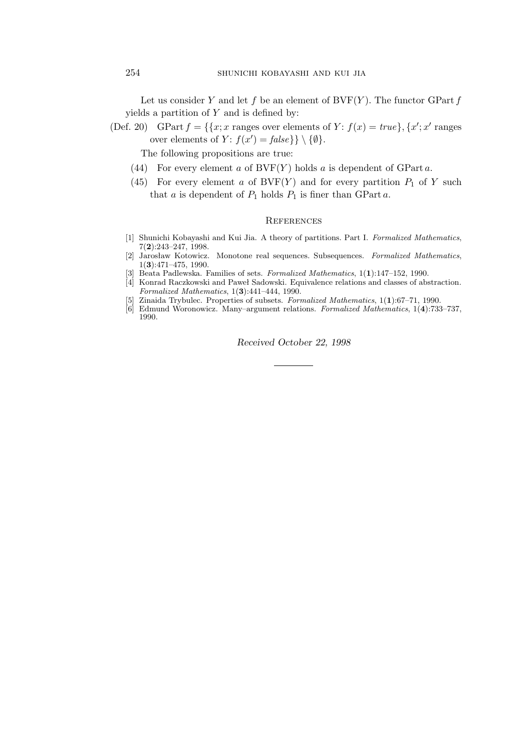Let us consider $Y$ and let $f$ be an element of $\mathrm{BVF}(Y)$. The functor $\mathrm{GPart}\, f$ yields a partition of $Y$ and is defined by:

(Def. 20) $\mathrm{GPart}\, f = \{\{x; x$ ranges over elements of $Y$: $f(x) = \mathit{true}\}, \{x'; x'$ ranges over elements of $Y$: $f(x') = \mathit{false}\}\} \setminus \{\emptyset\}$.

The following propositions are true:

(44) For every element $a$ of $\mathrm{BVF}(Y)$ holds $a$ is dependent of $\mathrm{GPart}\, a$.

(45) For every element $a$ of $\mathrm{BVF}(Y)$ and for every partition $P_1$ of $Y$ such that $a$ is dependent of $P_1$ holds $P_1$ is finer than $\mathrm{GPart}\, a$.

## References

[1] Shunichi Kobayashi and Kui Jia. A theory of partitions. Part I. *Formalized Mathematics*, 7(**2**):243–247, 1998.

[2] Jarosław Kotowicz. Monotone real sequences. Subsequences. *Formalized Mathematics*, 1(**3**):471–475, 1990.

[3] Beata Padlewska. Families of sets. *Formalized Mathematics*, 1(**1**):147–152, 1990.

[4] Konrad Raczkowski and Paweł Sadowski. Equivalence relations and classes of abstraction. *Formalized Mathematics*, 1(**3**):441–444, 1990.

[5] Zinaida Trybulec. Properties of subsets. *Formalized Mathematics*, 1(**1**):67–71, 1990.

[6] Edmund Woronowicz. Many–argument relations. *Formalized Mathematics*, 1(**4**):733–737, 1990.

*Received October 22, 1998*